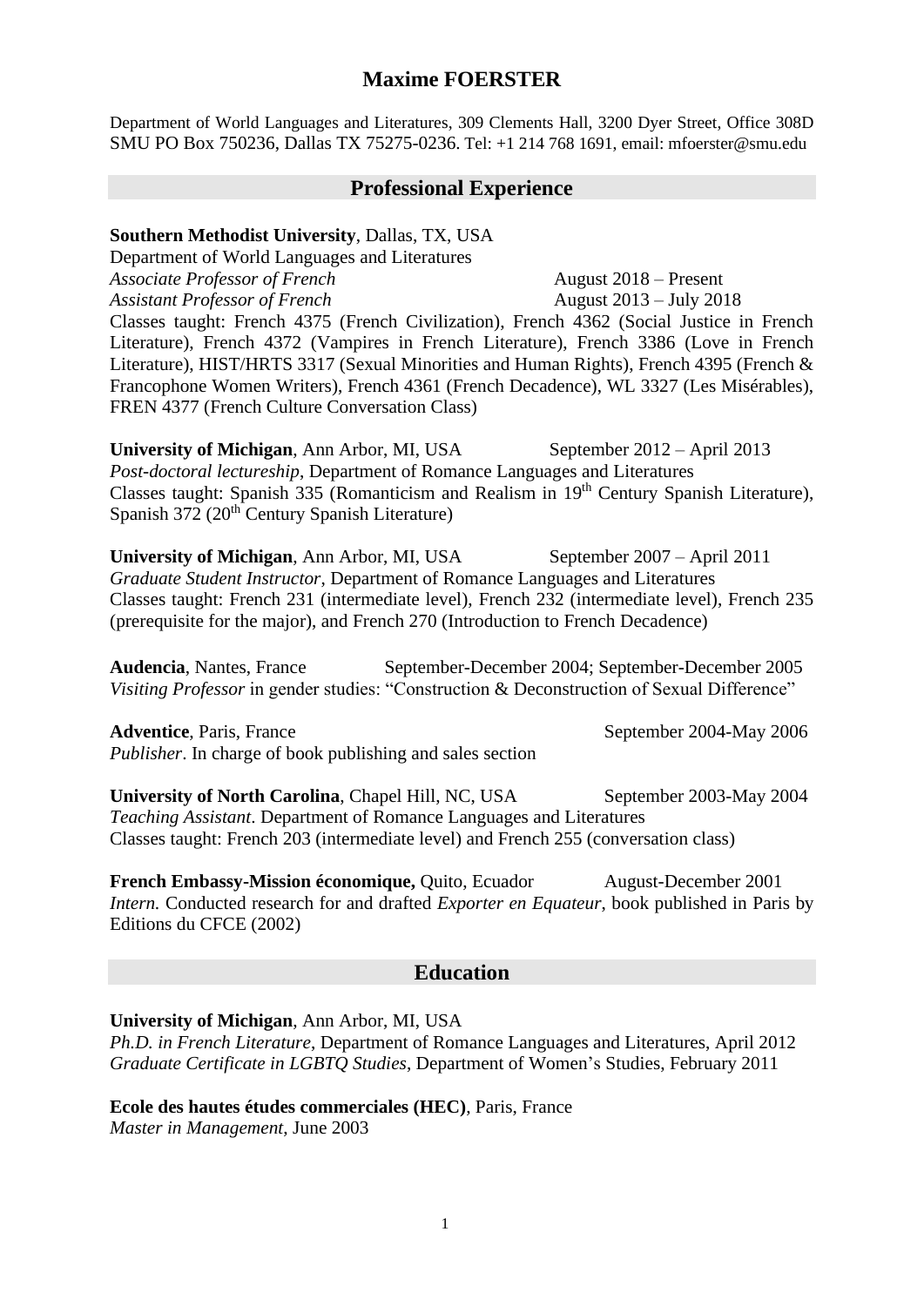# Maxime FOERSTER

Department of World Languages and Literatures, 309 Clements Hall, 3200 Dyer Street, Office 308D
SMU PO Box 750236, Dallas TX 75275-0236. Tel: +1 214 768 1691, email: mfoerster@smu.edu

## Professional Experience

**Southern Methodist University**, Dallas, TX, USA
Department of World Languages and Literatures
*Associate Professor of French* August 2018 – Present
*Assistant Professor of French* August 2013 – July 2018
Classes taught: French 4375 (French Civilization), French 4362 (Social Justice in French Literature), French 4372 (Vampires in French Literature), French 3386 (Love in French Literature), HIST/HRTS 3317 (Sexual Minorities and Human Rights), French 4395 (French & Francophone Women Writers), French 4361 (French Decadence), WL 3327 (Les Misérables), FREN 4377 (French Culture Conversation Class)

**University of Michigan**, Ann Arbor, MI, USA September 2012 – April 2013
*Post-doctoral lectureship*, Department of Romance Languages and Literatures
Classes taught: Spanish 335 (Romanticism and Realism in 19th Century Spanish Literature), Spanish 372 (20th Century Spanish Literature)

**University of Michigan**, Ann Arbor, MI, USA September 2007 – April 2011
*Graduate Student Instructor*, Department of Romance Languages and Literatures
Classes taught: French 231 (intermediate level), French 232 (intermediate level), French 235 (prerequisite for the major), and French 270 (Introduction to French Decadence)

**Audencia**, Nantes, France September-December 2004; September-December 2005
*Visiting Professor* in gender studies: "Construction & Deconstruction of Sexual Difference"

**Adventice**, Paris, France September 2004-May 2006
*Publisher*. In charge of book publishing and sales section

**University of North Carolina**, Chapel Hill, NC, USA September 2003-May 2004
*Teaching Assistant*. Department of Romance Languages and Literatures
Classes taught: French 203 (intermediate level) and French 255 (conversation class)

**French Embassy-Mission économique,** Quito, Ecuador August-December 2001
*Intern.* Conducted research for and drafted *Exporter en Equateur*, book published in Paris by Editions du CFCE (2002)

## Education

**University of Michigan**, Ann Arbor, MI, USA
*Ph.D. in French Literature*, Department of Romance Languages and Literatures, April 2012
*Graduate Certificate in LGBTQ Studies*, Department of Women's Studies, February 2011

**Ecole des hautes études commerciales (HEC)**, Paris, France
*Master in Management*, June 2003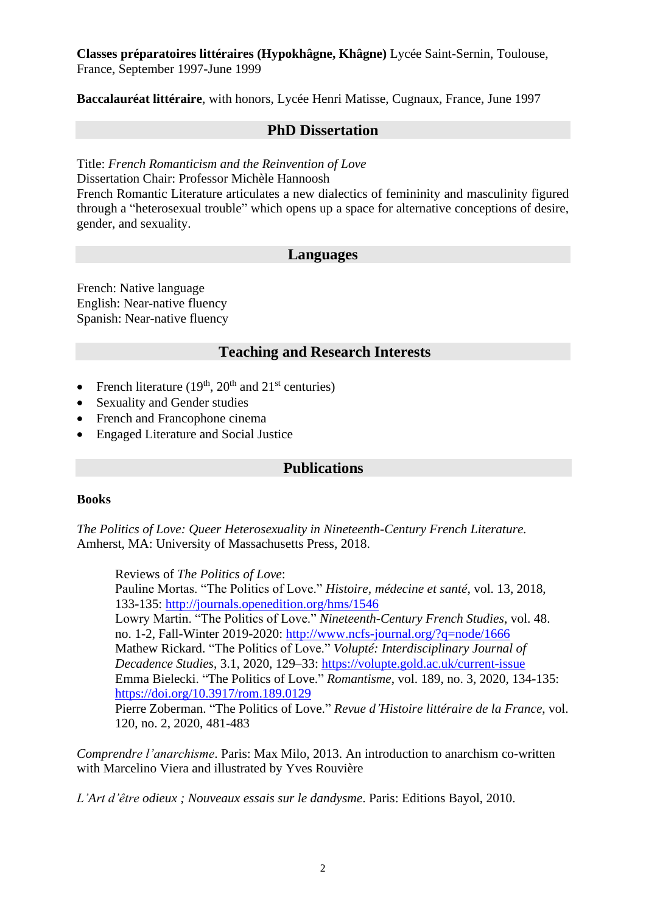**Classes préparatoires littéraires (Hypokhâgne, Khâgne)** Lycée Saint-Sernin, Toulouse, France, September 1997-June 1999

**Baccalauréat littéraire**, with honors, Lycée Henri Matisse, Cugnaux, France, June 1997

## PhD Dissertation

Title: *French Romanticism and the Reinvention of Love*
Dissertation Chair: Professor Michèle Hannoosh
French Romantic Literature articulates a new dialectics of femininity and masculinity figured through a "heterosexual trouble" which opens up a space for alternative conceptions of desire, gender, and sexuality.

## Languages

French: Native language
English: Near-native fluency
Spanish: Near-native fluency

## Teaching and Research Interests

- French literature (19th, 20th and 21st centuries)
- Sexuality and Gender studies
- French and Francophone cinema
- Engaged Literature and Social Justice

## Publications

### Books

*The Politics of Love: Queer Heterosexuality in Nineteenth-Century French Literature.* Amherst, MA: University of Massachusetts Press, 2018.

> Reviews of *The Politics of Love*:
> Pauline Mortas. "The Politics of Love." *Histoire, médecine et santé*, vol. 13, 2018, 133-135: http://journals.openedition.org/hms/1546
> Lowry Martin. "The Politics of Love." *Nineteenth-Century French Studies*, vol. 48. no. 1-2, Fall-Winter 2019-2020: http://www.ncfs-journal.org/?q=node/1666
> Mathew Rickard. "The Politics of Love." *Volupté: Interdisciplinary Journal of Decadence Studies*, 3.1, 2020, 129–33: https://volupte.gold.ac.uk/current-issue
> Emma Bielecki. "The Politics of Love." *Romantisme*, vol. 189, no. 3, 2020, 134-135: https://doi.org/10.3917/rom.189.0129
> Pierre Zoberman. "The Politics of Love." *Revue d'Histoire littéraire de la France*, vol. 120, no. 2, 2020, 481-483

*Comprendre l'anarchisme*. Paris: Max Milo, 2013. An introduction to anarchism co-written with Marcelino Viera and illustrated by Yves Rouvière

*L'Art d'être odieux ; Nouveaux essais sur le dandysme*. Paris: Editions Bayol, 2010.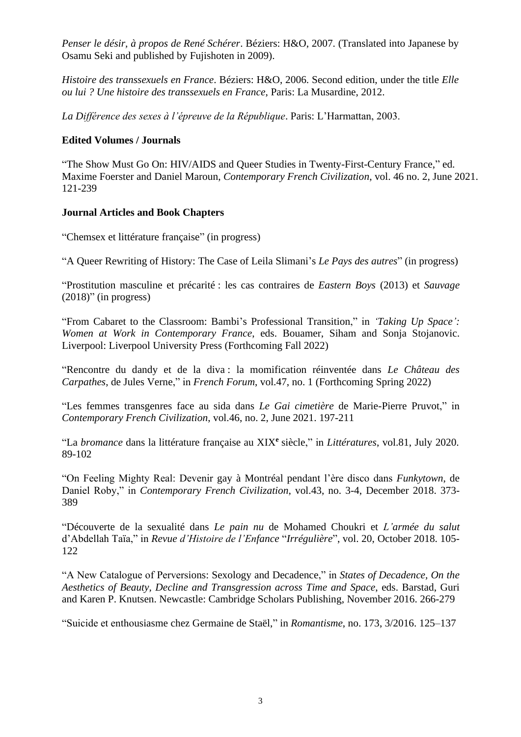*Penser le désir, à propos de René Schérer*. Béziers: H&O, 2007. (Translated into Japanese by Osamu Seki and published by Fujishoten in 2009).

*Histoire des transsexuels en France*. Béziers: H&O, 2006. Second edition, under the title *Elle ou lui ? Une histoire des transsexuels en France*, Paris: La Musardine, 2012.

*La Différence des sexes à l'épreuve de la République*. Paris: L'Harmattan, 2003.

**Edited Volumes / Journals**

"The Show Must Go On: HIV/AIDS and Queer Studies in Twenty-First-Century France," ed. Maxime Foerster and Daniel Maroun, *Contemporary French Civilization*, vol. 46 no. 2, June 2021. 121-239

**Journal Articles and Book Chapters**

"Chemsex et littérature française" (in progress)

"A Queer Rewriting of History: The Case of Leila Slimani's *Le Pays des autres*" (in progress)

"Prostitution masculine et précarité : les cas contraires de *Eastern Boys* (2013) et *Sauvage* (2018)" (in progress)

"From Cabaret to the Classroom: Bambi's Professional Transition," in *'Taking Up Space': Women at Work in Contemporary France*, eds. Bouamer, Siham and Sonja Stojanovic. Liverpool: Liverpool University Press (Forthcoming Fall 2022)

"Rencontre du dandy et de la diva : la momification réinventée dans *Le Château des Carpathes*, de Jules Verne," in *French Forum*, vol.47, no. 1 (Forthcoming Spring 2022)

"Les femmes transgenres face au sida dans *Le Gai cimetière* de Marie-Pierre Pruvot," in *Contemporary French Civilization*, vol.46, no. 2, June 2021. 197-211

"La *bromance* dans la littérature française au XIX**e** siècle," in *Littératures*, vol.81, July 2020. 89-102

"On Feeling Mighty Real: Devenir gay à Montréal pendant l'ère disco dans *Funkytown*, de Daniel Roby," in *Contemporary French Civilization*, vol.43, no. 3-4, December 2018. 373-389

"Découverte de la sexualité dans *Le pain nu* de Mohamed Choukri et *L'armée du salut* d'Abdellah Taïa," in *Revue d'Histoire de l'Enfance* "*Irrégulière*", vol. 20, October 2018. 105-122

"A New Catalogue of Perversions: Sexology and Decadence," in *States of Decadence, On the Aesthetics of Beauty, Decline and Transgression across Time and Space*, eds. Barstad, Guri and Karen P. Knutsen. Newcastle: Cambridge Scholars Publishing, November 2016. 266-279

"Suicide et enthousiasme chez Germaine de Staël," in *Romantisme*, no. 173, 3/2016. 125–137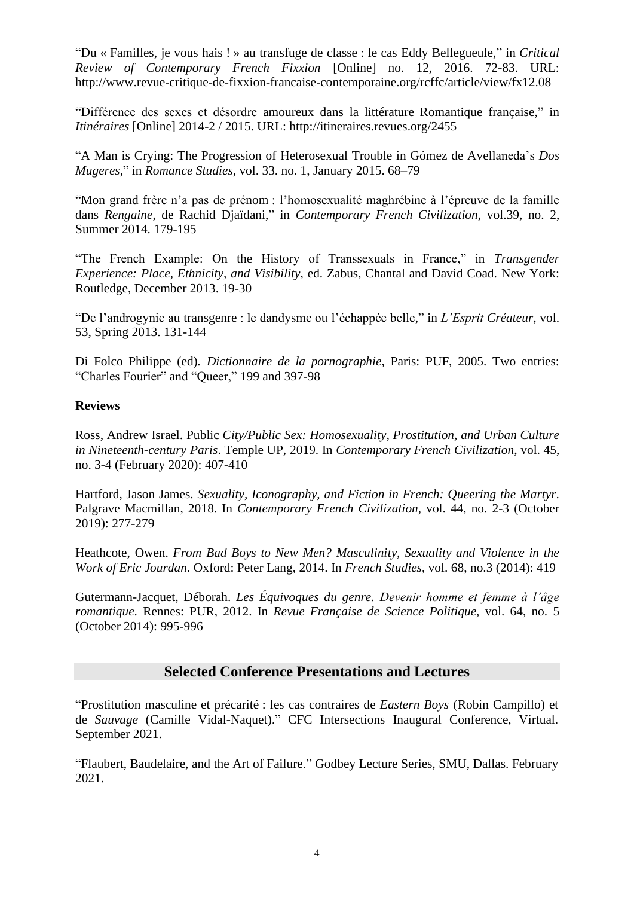"Du « Familles, je vous hais ! » au transfuge de classe : le cas Eddy Bellegueule," in *Critical Review of Contemporary French Fixxion* [Online] no. 12, 2016. 72-83. URL: http://www.revue-critique-de-fixxion-francaise-contemporaine.org/rcffc/article/view/fx12.08

"Différence des sexes et désordre amoureux dans la littérature Romantique française," in *Itinéraires* [Online] 2014-2 / 2015. URL: http://itineraires.revues.org/2455

"A Man is Crying: The Progression of Heterosexual Trouble in Gómez de Avellaneda's *Dos Mugeres*," in *Romance Studies*, vol. 33. no. 1, January 2015. 68–79

"Mon grand frère n'a pas de prénom : l'homosexualité maghrébine à l'épreuve de la famille dans *Rengaine*, de Rachid Djaïdani," in *Contemporary French Civilization*, vol.39, no. 2, Summer 2014. 179-195

"The French Example: On the History of Transsexuals in France," in *Transgender Experience: Place, Ethnicity, and Visibility*, ed. Zabus, Chantal and David Coad. New York: Routledge, December 2013. 19-30

"De l'androgynie au transgenre : le dandysme ou l'échappée belle," in *L'Esprit Créateur*, vol. 53, Spring 2013. 131-144

Di Folco Philippe (ed). *Dictionnaire de la pornographie*, Paris: PUF, 2005. Two entries: "Charles Fourier" and "Queer," 199 and 397-98

**Reviews**

Ross, Andrew Israel. Public *City/Public Sex: Homosexuality, Prostitution, and Urban Culture in Nineteenth-century Paris*. Temple UP, 2019. In *Contemporary French Civilization*, vol. 45, no. 3-4 (February 2020): 407-410

Hartford, Jason James. *Sexuality, Iconography, and Fiction in French: Queering the Martyr*. Palgrave Macmillan, 2018. In *Contemporary French Civilization*, vol. 44, no. 2-3 (October 2019): 277-279

Heathcote, Owen. *From Bad Boys to New Men? Masculinity, Sexuality and Violence in the Work of Eric Jourdan*. Oxford: Peter Lang, 2014. In *French Studies*, vol. 68, no.3 (2014): 419

Gutermann-Jacquet, Déborah. *Les Équivoques du genre. Devenir homme et femme à l'âge romantique*. Rennes: PUR, 2012. In *Revue Française de Science Politique*, vol. 64, no. 5 (October 2014): 995-996

## Selected Conference Presentations and Lectures

"Prostitution masculine et précarité : les cas contraires de *Eastern Boys* (Robin Campillo) et de *Sauvage* (Camille Vidal-Naquet)." CFC Intersections Inaugural Conference, Virtual. September 2021.

"Flaubert, Baudelaire, and the Art of Failure." Godbey Lecture Series, SMU, Dallas. February 2021.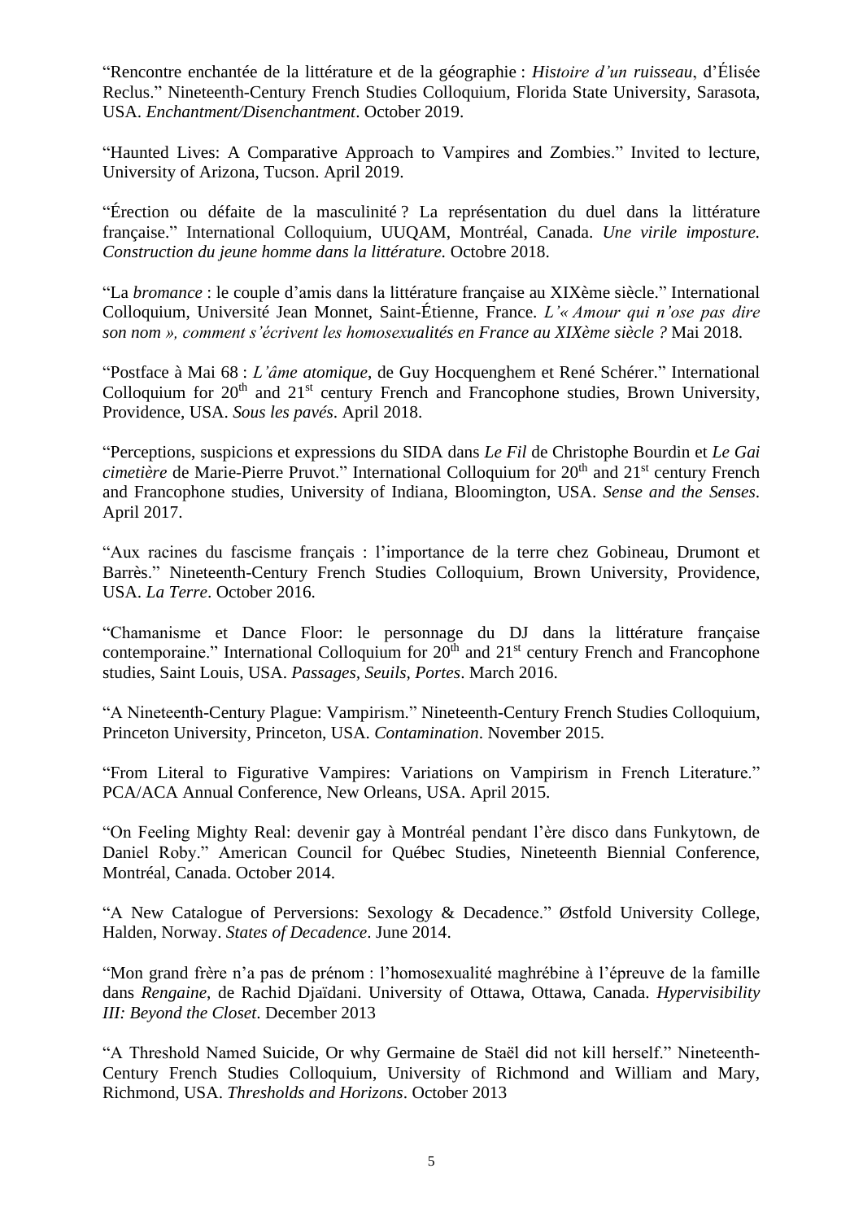"Rencontre enchantée de la littérature et de la géographie : *Histoire d'un ruisseau*, d'Élisée Reclus." Nineteenth-Century French Studies Colloquium, Florida State University, Sarasota, USA. *Enchantment/Disenchantment*. October 2019.

"Haunted Lives: A Comparative Approach to Vampires and Zombies." Invited to lecture, University of Arizona, Tucson. April 2019.

"Érection ou défaite de la masculinité ? La représentation du duel dans la littérature française." International Colloquium, UUQAM, Montréal, Canada. *Une virile imposture. Construction du jeune homme dans la littérature.* Octobre 2018.

"La *bromance* : le couple d'amis dans la littérature française au XIXème siècle." International Colloquium, Université Jean Monnet, Saint-Étienne, France. *L'« Amour qui n'ose pas dire son nom », comment s'écrivent les homosexualités en France au XIXème siècle ?* Mai 2018.

"Postface à Mai 68 : *L'âme atomique*, de Guy Hocquenghem et René Schérer." International Colloquium for 20th and 21st century French and Francophone studies, Brown University, Providence, USA. *Sous les pavés.* April 2018.

"Perceptions, suspicions et expressions du SIDA dans *Le Fil* de Christophe Bourdin et *Le Gai cimetière* de Marie-Pierre Pruvot." International Colloquium for 20th and 21st century French and Francophone studies, University of Indiana, Bloomington, USA. *Sense and the Senses*. April 2017.

"Aux racines du fascisme français : l'importance de la terre chez Gobineau, Drumont et Barrès." Nineteenth-Century French Studies Colloquium, Brown University, Providence, USA. *La Terre*. October 2016.

"Chamanisme et Dance Floor: le personnage du DJ dans la littérature française contemporaine." International Colloquium for 20th and 21st century French and Francophone studies, Saint Louis, USA. *Passages, Seuils, Portes*. March 2016.

"A Nineteenth-Century Plague: Vampirism." Nineteenth-Century French Studies Colloquium, Princeton University, Princeton, USA. *Contamination*. November 2015.

"From Literal to Figurative Vampires: Variations on Vampirism in French Literature." PCA/ACA Annual Conference, New Orleans, USA. April 2015.

"On Feeling Mighty Real: devenir gay à Montréal pendant l'ère disco dans Funkytown, de Daniel Roby." American Council for Québec Studies, Nineteenth Biennial Conference, Montréal, Canada. October 2014.

"A New Catalogue of Perversions: Sexology & Decadence." Østfold University College, Halden, Norway. *States of Decadence*. June 2014.

"Mon grand frère n'a pas de prénom : l'homosexualité maghrébine à l'épreuve de la famille dans *Rengaine*, de Rachid Djaïdani. University of Ottawa, Ottawa, Canada. *Hypervisibility III: Beyond the Closet*. December 2013

"A Threshold Named Suicide, Or why Germaine de Staël did not kill herself." Nineteenth-Century French Studies Colloquium, University of Richmond and William and Mary, Richmond, USA. *Thresholds and Horizons*. October 2013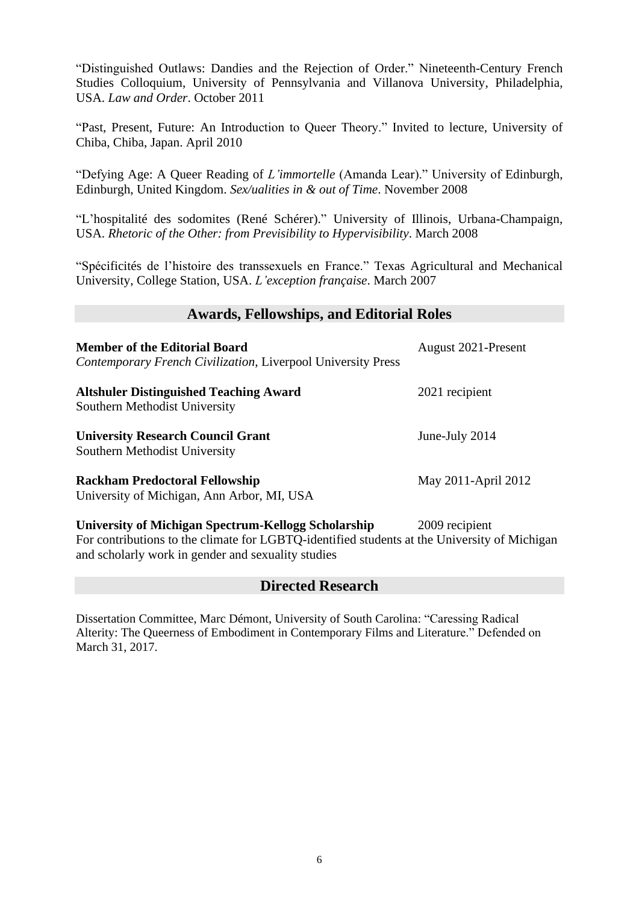"Distinguished Outlaws: Dandies and the Rejection of Order." Nineteenth-Century French Studies Colloquium, University of Pennsylvania and Villanova University, Philadelphia, USA. *Law and Order*. October 2011

"Past, Present, Future: An Introduction to Queer Theory." Invited to lecture, University of Chiba, Chiba, Japan. April 2010

"Defying Age: A Queer Reading of *L'immortelle* (Amanda Lear)." University of Edinburgh, Edinburgh, United Kingdom. *Sex/ualities in & out of Time*. November 2008

"L'hospitalité des sodomites (René Schérer)." University of Illinois, Urbana-Champaign, USA. *Rhetoric of the Other: from Previsibility to Hypervisibility*. March 2008

"Spécificités de l'histoire des transsexuels en France." Texas Agricultural and Mechanical University, College Station, USA. *L'exception française*. March 2007

## Awards, Fellowships, and Editorial Roles

**Member of the Editorial Board** — August 2021-Present
*Contemporary French Civilization*, Liverpool University Press

**Altshuler Distinguished Teaching Award** — 2021 recipient
Southern Methodist University

**University Research Council Grant** — June-July 2014
Southern Methodist University

**Rackham Predoctoral Fellowship** — May 2011-April 2012
University of Michigan, Ann Arbor, MI, USA

**University of Michigan Spectrum-Kellogg Scholarship** — 2009 recipient
For contributions to the climate for LGBTQ-identified students at the University of Michigan and scholarly work in gender and sexuality studies

## Directed Research

Dissertation Committee, Marc Démont, University of South Carolina: "Caressing Radical Alterity: The Queerness of Embodiment in Contemporary Films and Literature." Defended on March 31, 2017.